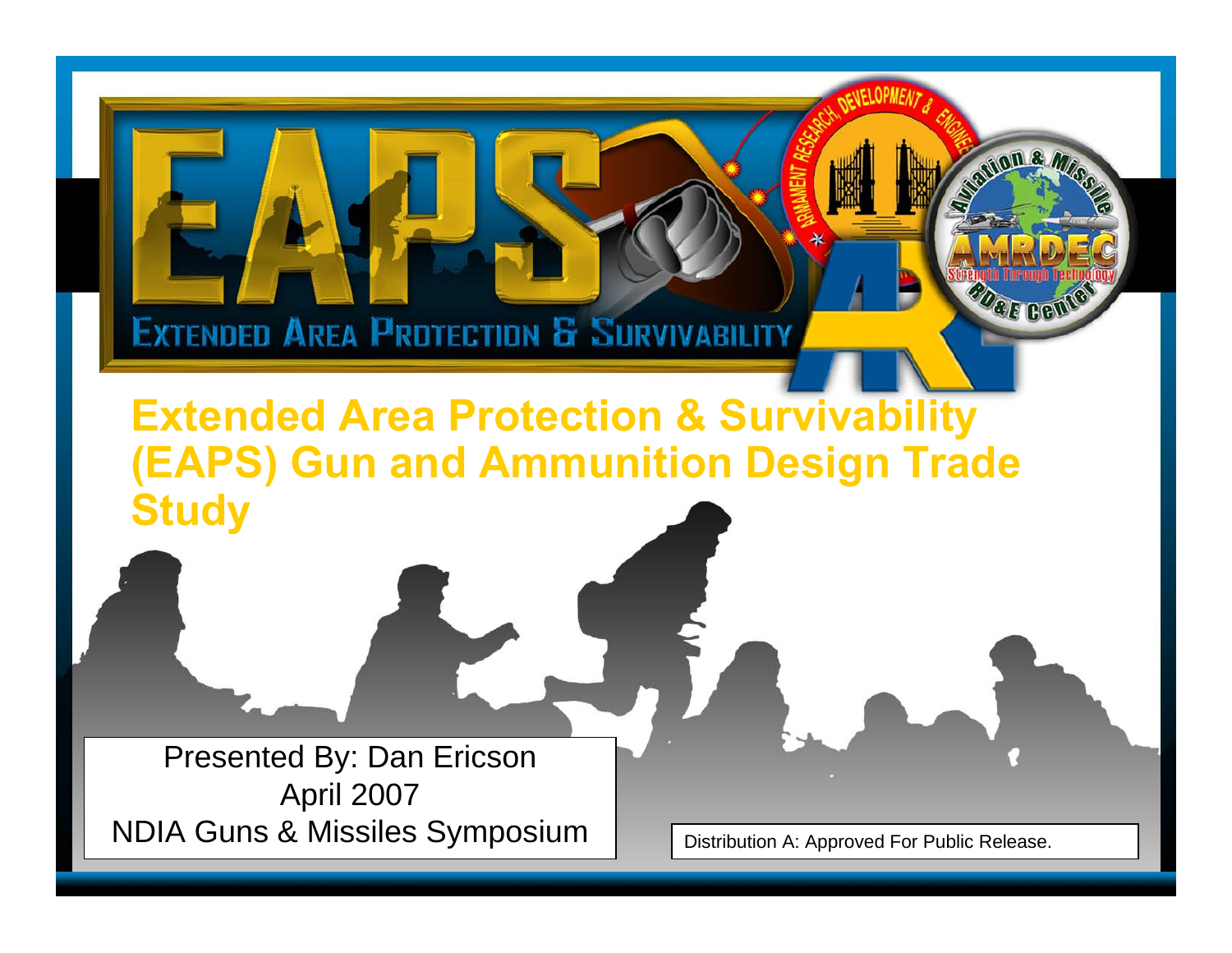# Extended Area Protection & Survivability (EAPS) Gun and Ammunition Design Trade Study

Presented By: Dan Ericson
April 2007
NDIA Guns & Missiles Symposium

Distribution A: Approved For Public Release.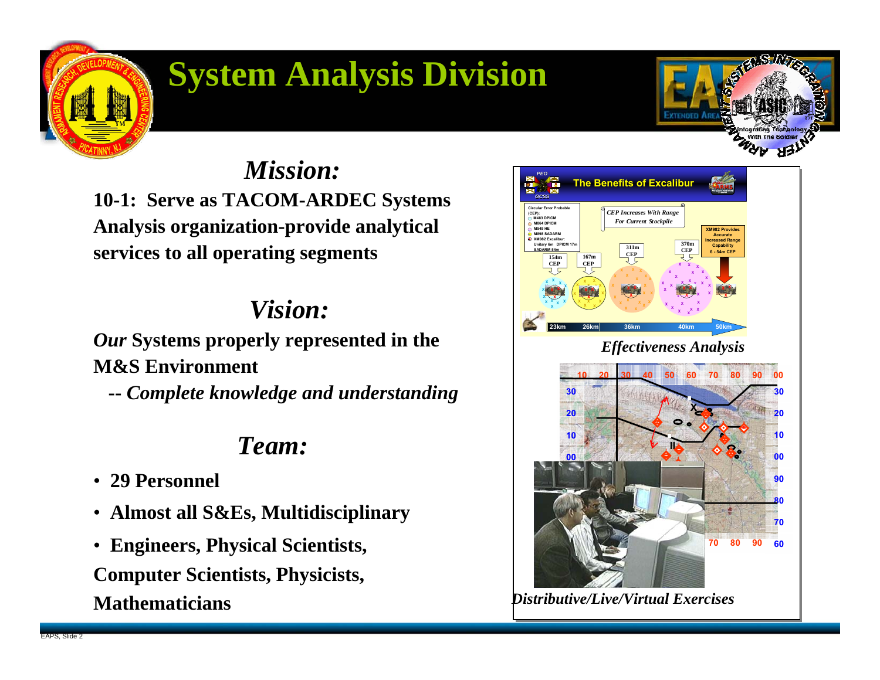# System Analysis Division

## *Mission:*

**10-1: Serve as TACOM-ARDEC Systems Analysis organization-provide analytical services to all operating segments**

## *Vision:*

***Our* Systems properly represented in the M&S Environment**

**-- *Complete knowledge and understanding***

## *Team:*

- **29 Personnel**
- **Almost all S&Es, Multidisciplinary**
- **Engineers, Physical Scientists, Computer Scientists, Physicists, Mathematicians**

***Effectiveness Analysis***

***Distributive/Live/Virtual Exercises***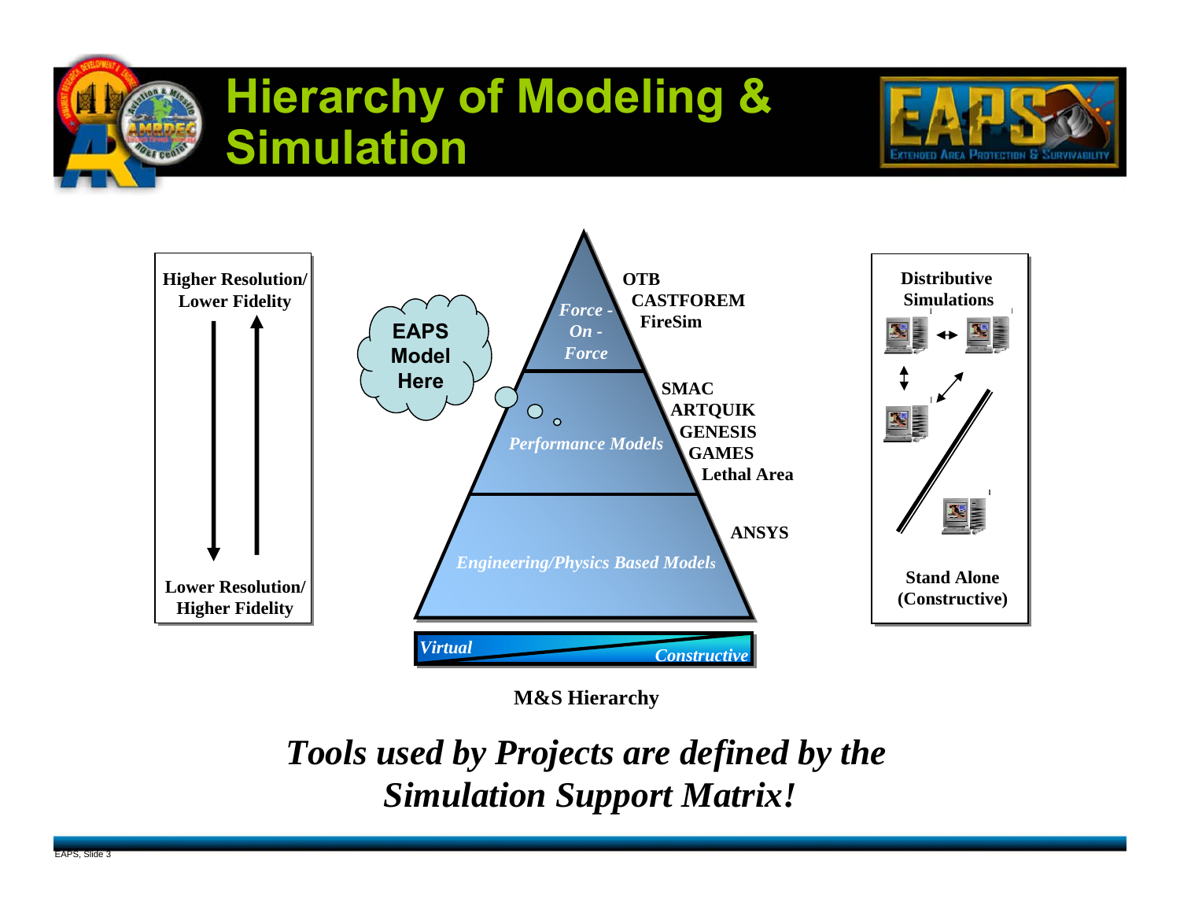# Hierarchy of Modeling & Simulation

**Higher Resolution/ Lower Fidelity**

**Lower Resolution/ Higher Fidelity**

**EAPS Model Here**

*Force - On - Force*

**OTB**
**CASTFOREM**
**FireSim**

*Performance Models*

**SMAC**
**ARTQUIK**
**GENESIS**
**GAMES**
**Lethal Area**

*Engineering/Physics Based Models*

**ANSYS**

*Virtual* — *Constructive*

**Distributive Simulations**

**Stand Alone (Constructive)**

**M&S Hierarchy**

***Tools used by Projects are defined by the Simulation Support Matrix!***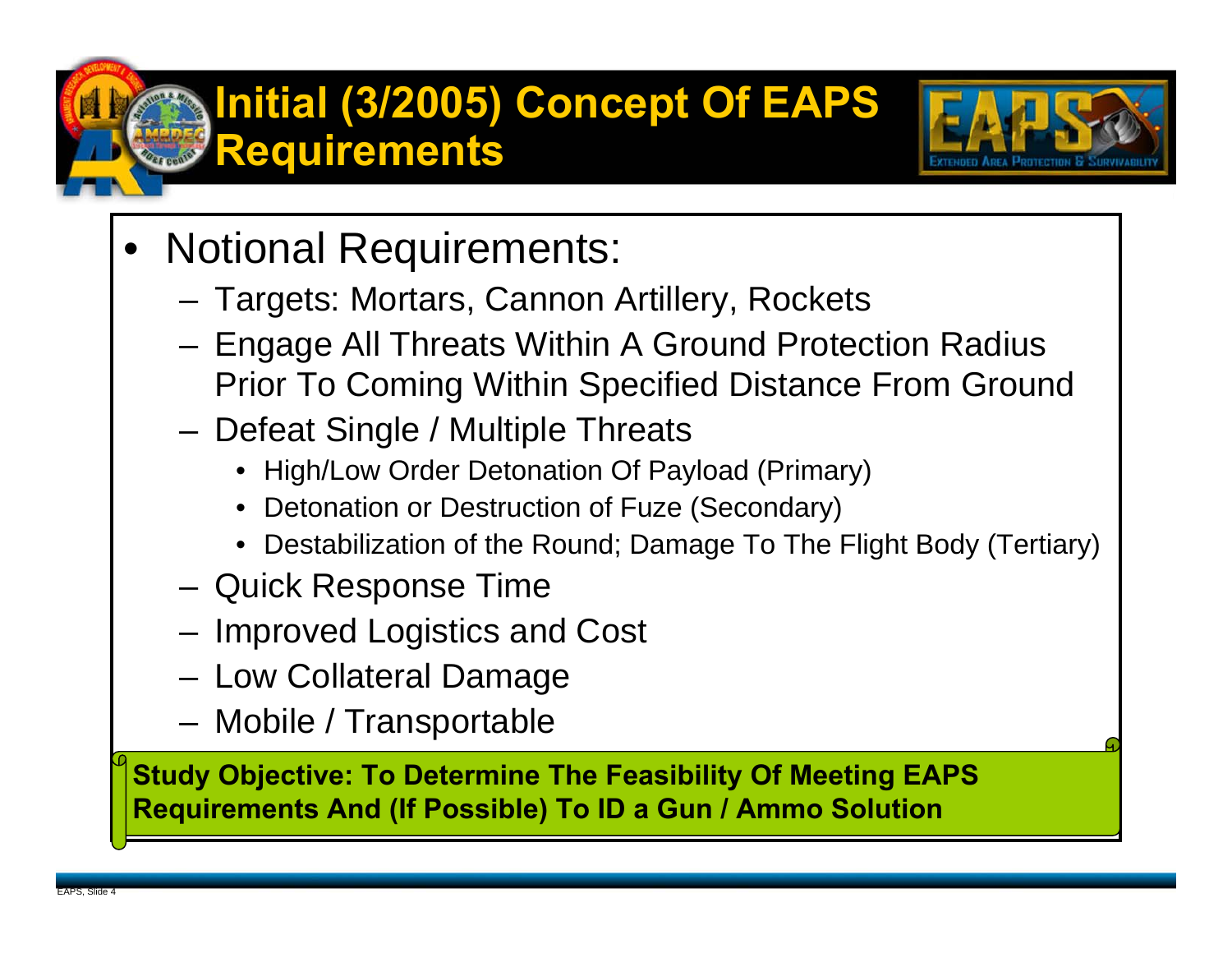# Initial (3/2005) Concept Of EAPS Requirements

- Notional Requirements:
  - Targets: Mortars, Cannon Artillery, Rockets
  - Engage All Threats Within A Ground Protection Radius Prior To Coming Within Specified Distance From Ground
  - Defeat Single / Multiple Threats
    - High/Low Order Detonation Of Payload (Primary)
    - Detonation or Destruction of Fuze (Secondary)
    - Destabilization of the Round; Damage To The Flight Body (Tertiary)
  - Quick Response Time
  - Improved Logistics and Cost
  - Low Collateral Damage
  - Mobile / Transportable

**Study Objective: To Determine The Feasibility Of Meeting EAPS Requirements And (If Possible) To ID a Gun / Ammo Solution**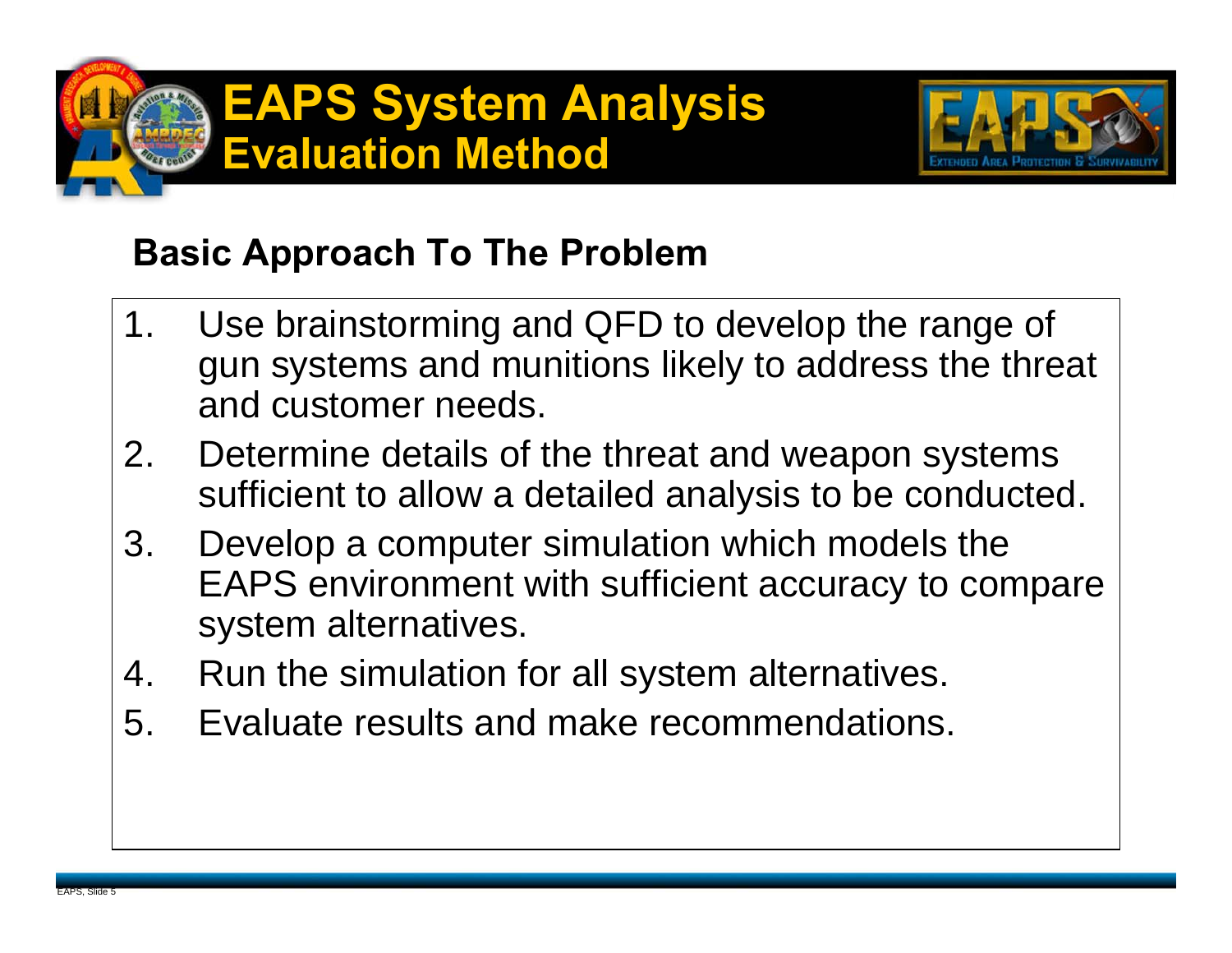# EAPS System Analysis
## Evaluation Method

### Basic Approach To The Problem

1. Use brainstorming and QFD to develop the range of gun systems and munitions likely to address the threat and customer needs.
2. Determine details of the threat and weapon systems sufficient to allow a detailed analysis to be conducted.
3. Develop a computer simulation which models the EAPS environment with sufficient accuracy to compare system alternatives.
4. Run the simulation for all system alternatives.
5. Evaluate results and make recommendations.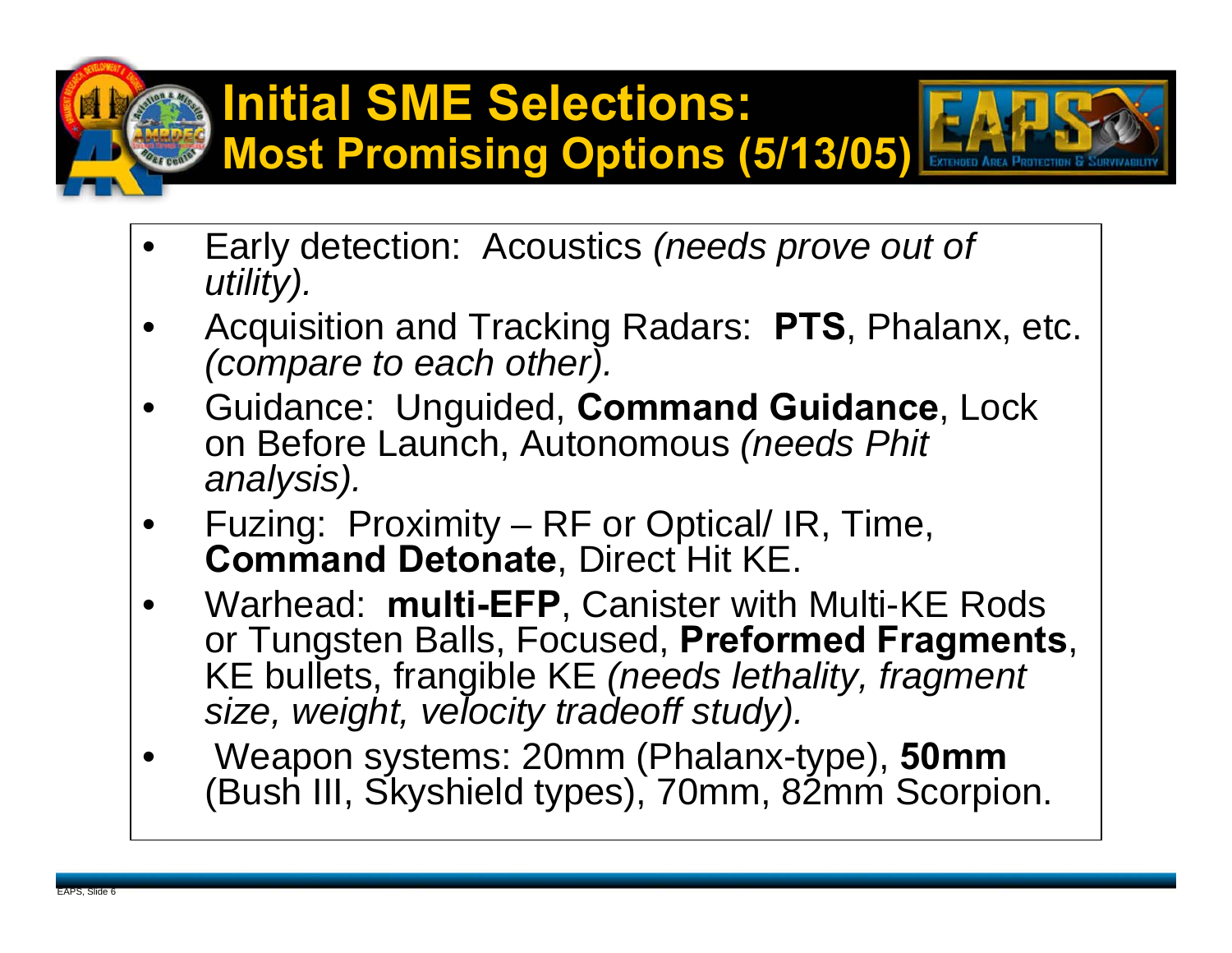# Initial SME Selections: Most Promising Options (5/13/05)

- Early detection: Acoustics *(needs prove out of utility).*
- Acquisition and Tracking Radars: **PTS**, Phalanx, etc. *(compare to each other).*
- Guidance: Unguided, **Command Guidance**, Lock on Before Launch, Autonomous *(needs Phit analysis).*
- Fuzing: Proximity – RF or Optical/ IR, Time, **Command Detonate**, Direct Hit KE.
- Warhead: **multi-EFP**, Canister with Multi-KE Rods or Tungsten Balls, Focused, **Preformed Fragments**, KE bullets, frangible KE *(needs lethality, fragment size, weight, velocity tradeoff study).*
- Weapon systems: 20mm (Phalanx-type), **50mm** (Bush III, Skyshield types), 70mm, 82mm Scorpion.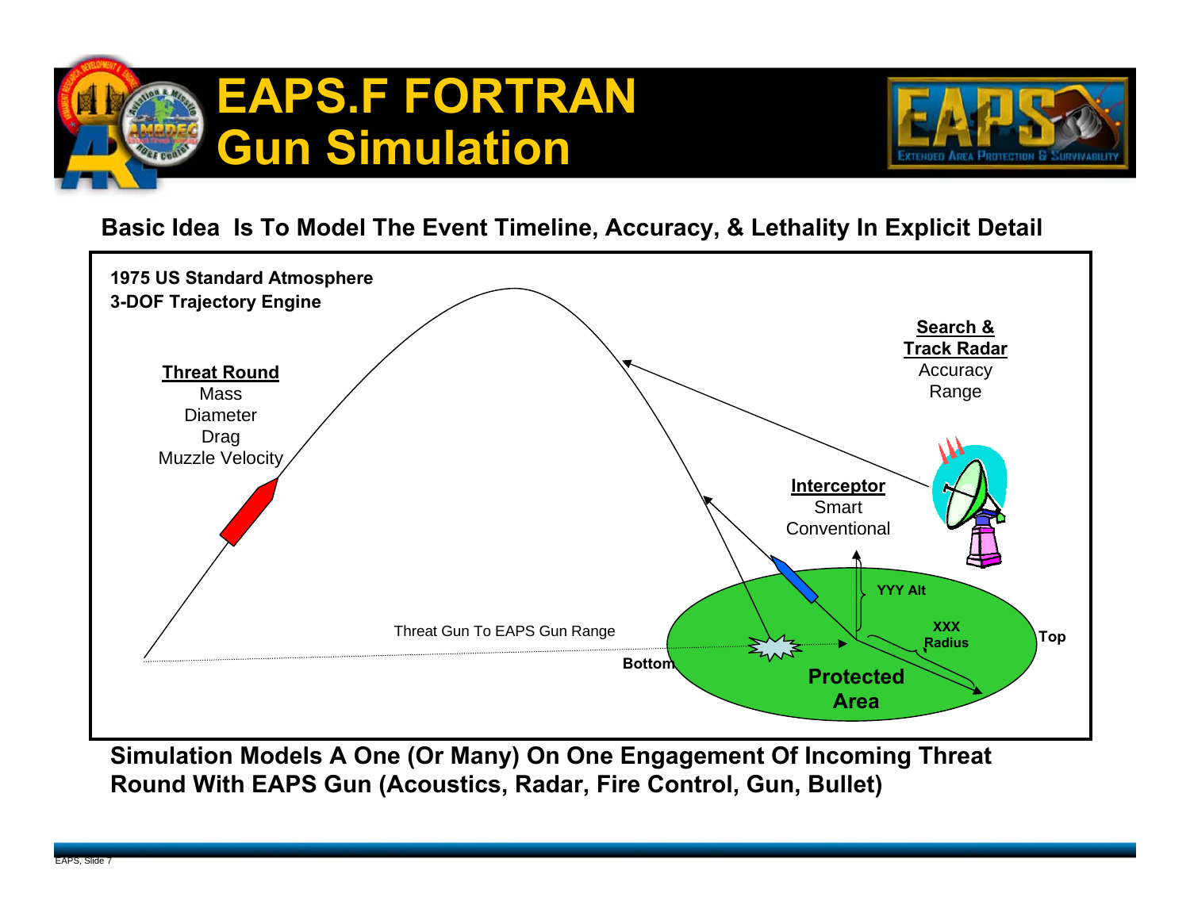# EAPS.F FORTRAN Gun Simulation

**Basic Idea Is To Model The Event Timeline, Accuracy, & Lethality In Explicit Detail**

**1975 US Standard Atmosphere**
**3-DOF Trajectory Engine**

**Threat Round**
- Mass
- Diameter
- Drag
- Muzzle Velocity

**Search & Track Radar**
- Accuracy
- Range

**Interceptor**
- Smart
- Conventional

Threat Gun To EAPS Gun Range

YYY Alt

XXX Radius

Bottom

Top

Protected Area

**Simulation Models A One (Or Many) On One Engagement Of Incoming Threat Round With EAPS Gun (Acoustics, Radar, Fire Control, Gun, Bullet)**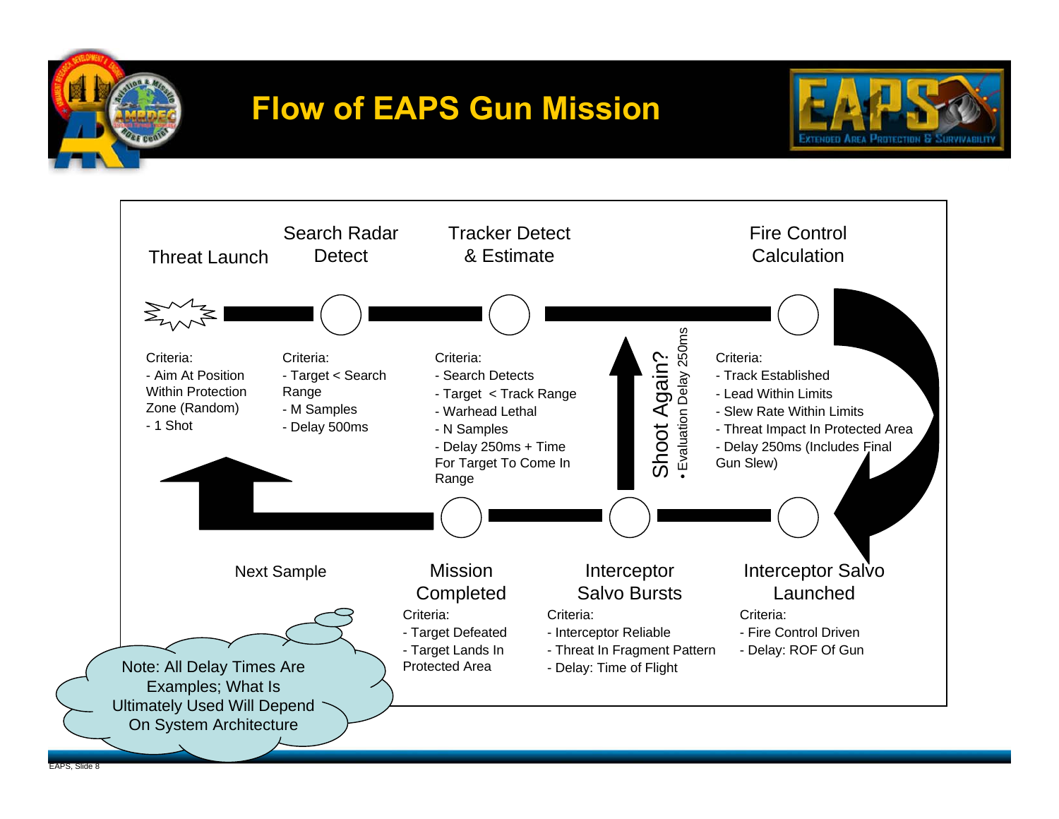# Flow of EAPS Gun Mission

### Threat Launch

Criteria:
- Aim At Position Within Protection Zone (Random)
- 1 Shot

### Search Radar Detect

Criteria:
- Target < Search Range
- M Samples
- Delay 500ms

### Tracker Detect & Estimate

Criteria:
- Search Detects
- Target < Track Range
- Warhead Lethal
- N Samples
- Delay 250ms + Time For Target To Come In Range

### Fire Control Calculation

Criteria:
- Track Established
- Lead Within Limits
- Slew Rate Within Limits
- Threat Impact In Protected Area
- Delay 250ms (Includes Final Gun Slew)

### Interceptor Salvo Launched

Criteria:
- Fire Control Driven
- Delay: ROF Of Gun

### Interceptor Salvo Bursts

Criteria:
- Interceptor Reliable
- Threat In Fragment Pattern
- Delay: Time of Flight

### Shoot Again?

- Evaluation Delay 250ms

### Mission Completed

Criteria:
- Target Defeated
- Target Lands In Protected Area

### Next Sample

Note: All Delay Times Are Examples; What Is Ultimately Used Will Depend On System Architecture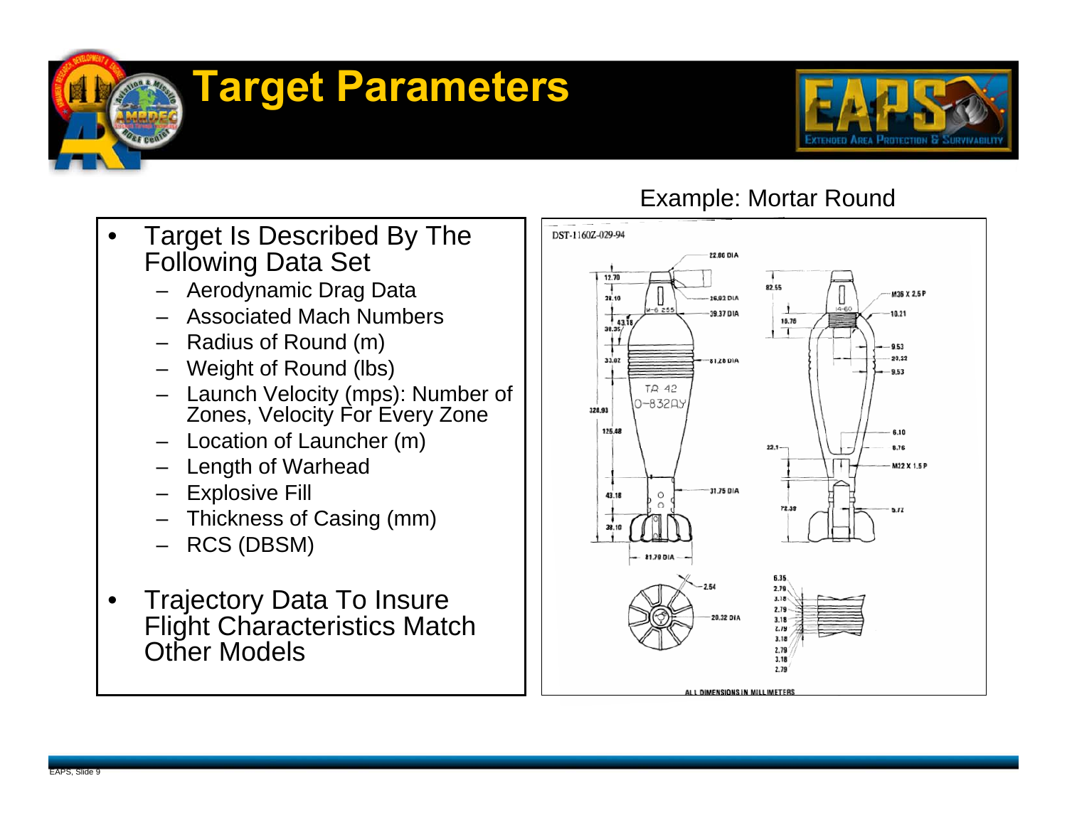# Target Parameters

- Target Is Described By The Following Data Set
  - Aerodynamic Drag Data
  - Associated Mach Numbers
  - Radius of Round (m)
  - Weight of Round (lbs)
  - Launch Velocity (mps): Number of Zones, Velocity For Every Zone
  - Location of Launcher (m)
  - Length of Warhead
  - Explosive Fill
  - Thickness of Casing (mm)
  - RCS (DBSM)

- Trajectory Data To Insure Flight Characteristics Match Other Models

Example: Mortar Round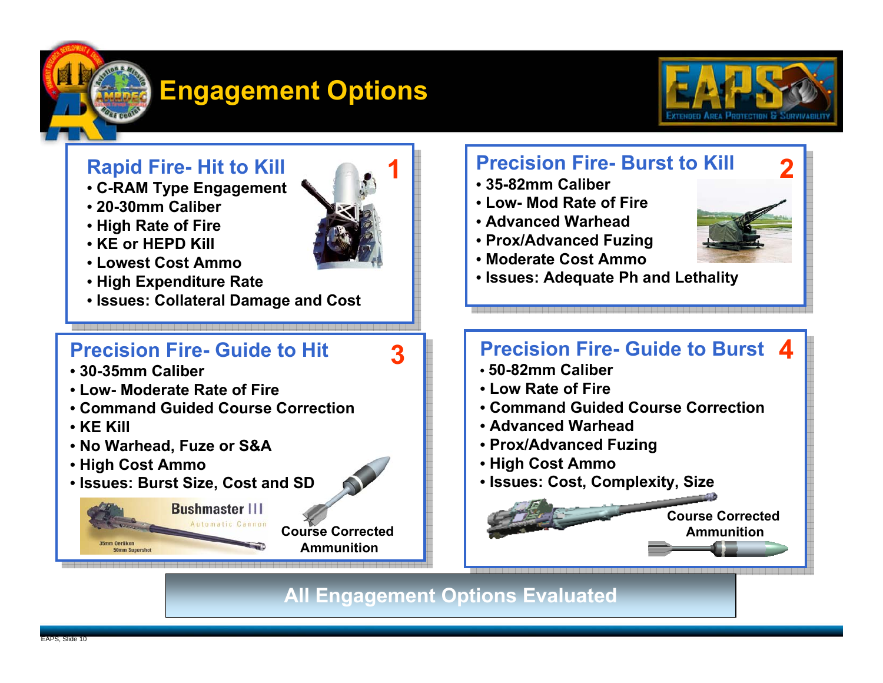# Engagement Options

## 1. Rapid Fire- Hit to Kill

- C-RAM Type Engagement
- 20-30mm Caliber
- High Rate of Fire
- KE or HEPD Kill
- Lowest Cost Ammo
- High Expenditure Rate
- Issues: Collateral Damage and Cost

## 2. Precision Fire- Burst to Kill

- 35-82mm Caliber
- Low- Mod Rate of Fire
- Advanced Warhead
- Prox/Advanced Fuzing
- Moderate Cost Ammo
- Issues: Adequate Ph and Lethality

## 3. Precision Fire- Guide to Hit

- 30-35mm Caliber
- Low- Moderate Rate of Fire
- Command Guided Course Correction
- KE Kill
- No Warhead, Fuze or S&A
- High Cost Ammo
- Issues: Burst Size, Cost and SD

Bushmaster III Automatic Cannon

35mm Oerlikon
50mm Supershot

Course Corrected Ammunition

## 4. Precision Fire- Guide to Burst

- 50-82mm Caliber
- Low Rate of Fire
- Command Guided Course Correction
- Advanced Warhead
- Prox/Advanced Fuzing
- High Cost Ammo
- Issues: Cost, Complexity, Size

Course Corrected Ammunition

**All Engagement Options Evaluated**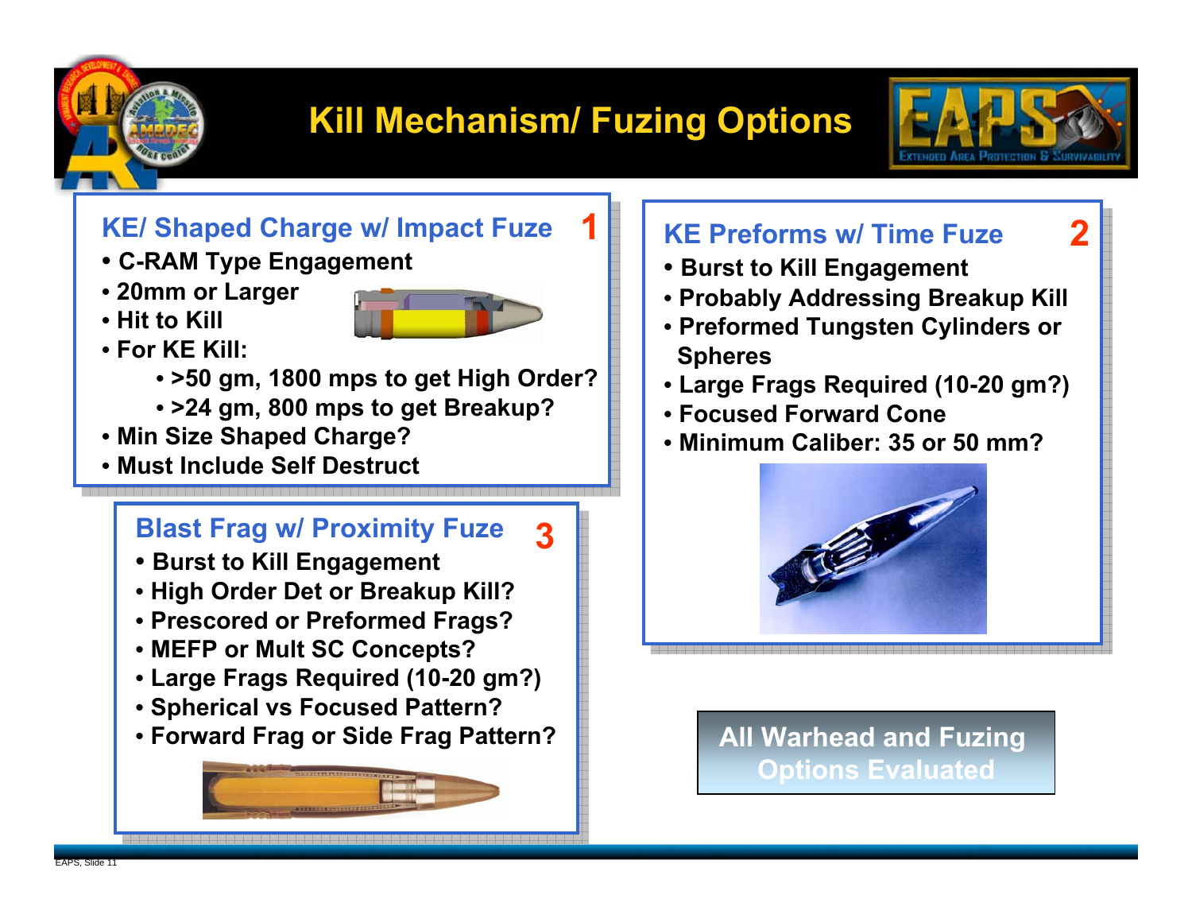# Kill Mechanism/ Fuzing Options

## KE/ Shaped Charge w/ Impact Fuze — 1

- C-RAM Type Engagement
- 20mm or Larger
- Hit to Kill
- For KE Kill:
  - >50 gm, 1800 mps to get High Order?
  - >24 gm, 800 mps to get Breakup?
- Min Size Shaped Charge?
- Must Include Self Destruct

## KE Preforms w/ Time Fuze — 2

- Burst to Kill Engagement
- Probably Addressing Breakup Kill
- Preformed Tungsten Cylinders or Spheres
- Large Frags Required (10-20 gm?)
- Focused Forward Cone
- Minimum Caliber: 35 or 50 mm?

## Blast Frag w/ Proximity Fuze — 3

- Burst to Kill Engagement
- High Order Det or Breakup Kill?
- Prescored or Preformed Frags?
- MEFP or Mult SC Concepts?
- Large Frags Required (10-20 gm?)
- Spherical vs Focused Pattern?
- Forward Frag or Side Frag Pattern?

**All Warhead and Fuzing Options Evaluated**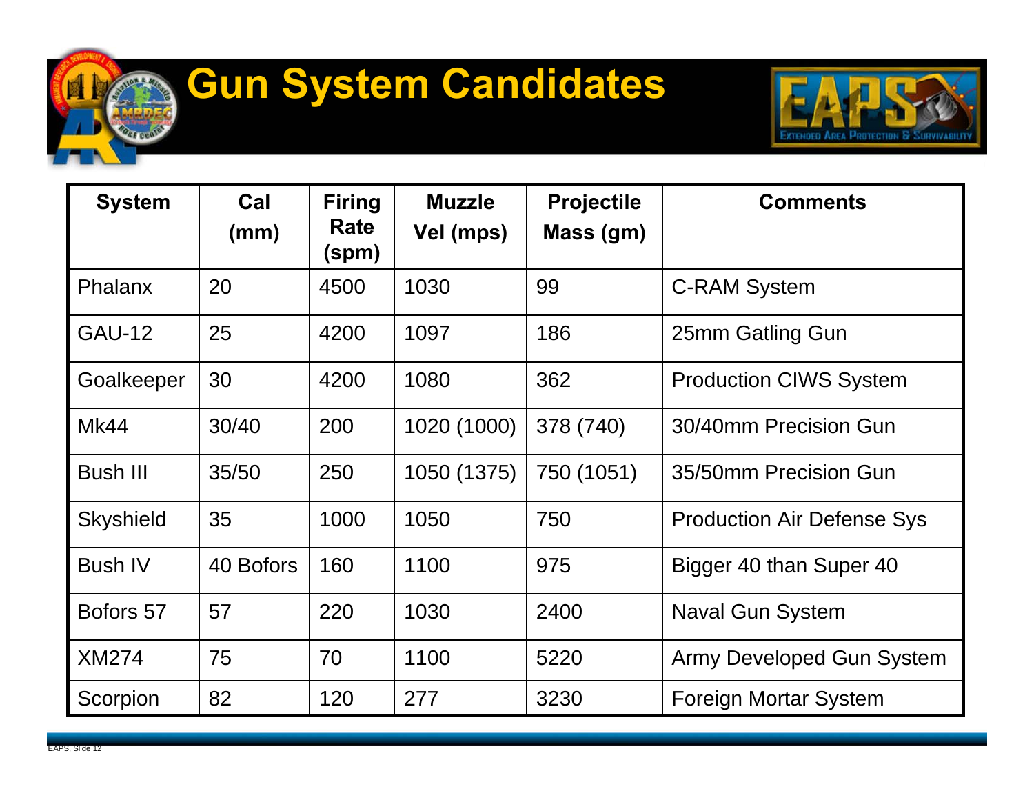# Gun System Candidates

| System | Cal (mm) | Firing Rate (spm) | Muzzle Vel (mps) | Projectile Mass (gm) | Comments |
|---|---|---|---|---|---|
| Phalanx | 20 | 4500 | 1030 | 99 | C-RAM System |
| GAU-12 | 25 | 4200 | 1097 | 186 | 25mm Gatling Gun |
| Goalkeeper | 30 | 4200 | 1080 | 362 | Production CIWS System |
| Mk44 | 30/40 | 200 | 1020 (1000) | 378 (740) | 30/40mm Precision Gun |
| Bush III | 35/50 | 250 | 1050 (1375) | 750 (1051) | 35/50mm Precision Gun |
| Skyshield | 35 | 1000 | 1050 | 750 | Production Air Defense Sys |
| Bush IV | 40 Bofors | 160 | 1100 | 975 | Bigger 40 than Super 40 |
| Bofors 57 | 57 | 220 | 1030 | 2400 | Naval Gun System |
| XM274 | 75 | 70 | 1100 | 5220 | Army Developed Gun System |
| Scorpion | 82 | 120 | 277 | 3230 | Foreign Mortar System |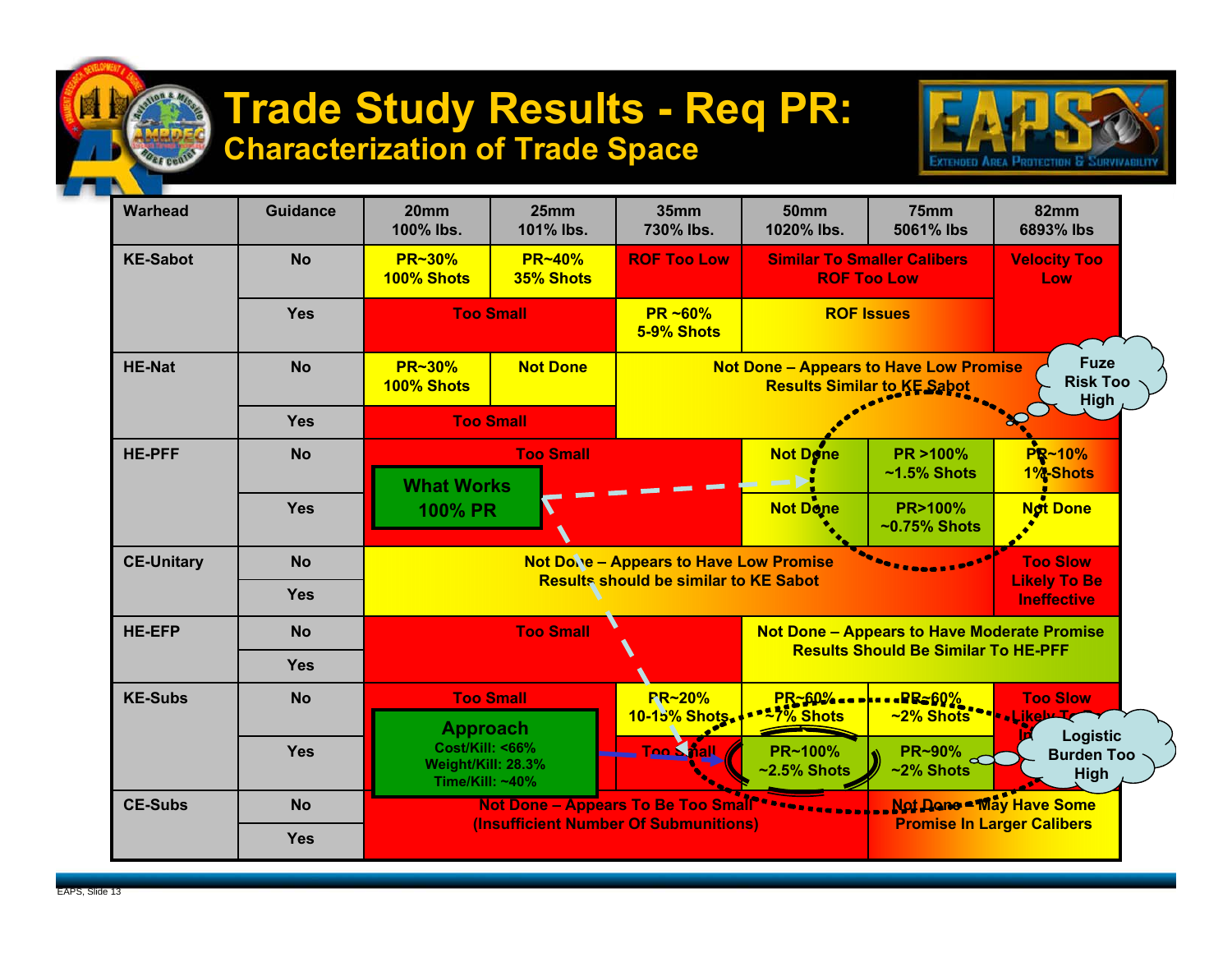# Trade Study Results - Req PR:
## Characterization of Trade Space

| Warhead | Guidance | 20mm 100% lbs. | 25mm 101% lbs. | 35mm 730% lbs. | 50mm 1020% lbs. | 75mm 5061% lbs | 82mm 6893% lbs |
|---|---|---|---|---|---|---|---|
| KE-Sabot | No | PR~30% 100% Shots | PR~40% 35% Shots | ROF Too Low | Similar To Smaller Calibers ROF Too Low | | Velocity Too Low |
| | Yes | Too Small | | PR ~60% 5-9% Shots | ROF Issues | | |
| HE-Nat | No | PR~30% 100% Shots | Not Done | Not Done – Appears to Have Low Promise Results Similar to KE Sabot | | | |
| | Yes | Too Small | | | | | |
| HE-PFF | No | Too Small | | | Not Done | PR >100% ~1.5% Shots | PR~10% 1% Shots |
| | Yes | | | | Not Done | PR>100% ~0.75% Shots | Not Done |
| CE-Unitary | No | Not Done – Appears to Have Low Promise Results should be similar to KE Sabot | | | | | Too Slow Likely To Be Ineffective |
| | Yes | | | | | | |
| HE-EFP | No | Too Small | | | Not Done – Appears to Have Moderate Promise Results Should Be Similar To HE-PFF | | |
| | Yes | | | | | | |
| KE-Subs | No | Too Small | | PR~20% 10-15% Shots | PR~60% ~7% Shots | PR~60% ~2% Shots | Too Slow Likely To Be Ineffective |
| | Yes | | | Too Small | PR~100% ~2.5% Shots | PR~90% ~2% Shots | |
| CE-Subs | No | Not Done – Appears To Be Too Small (Insufficient Number Of Submunitions) | | | | Not Done – May Have Some Promise In Larger Calibers | |
| | Yes | | | | | | |

What Works 100% PR

Approach
Cost/Kill: <66%
Weight/Kill: 28.3%
Time/Kill: ~40%

Fuze Risk Too High

Logistic Burden Too High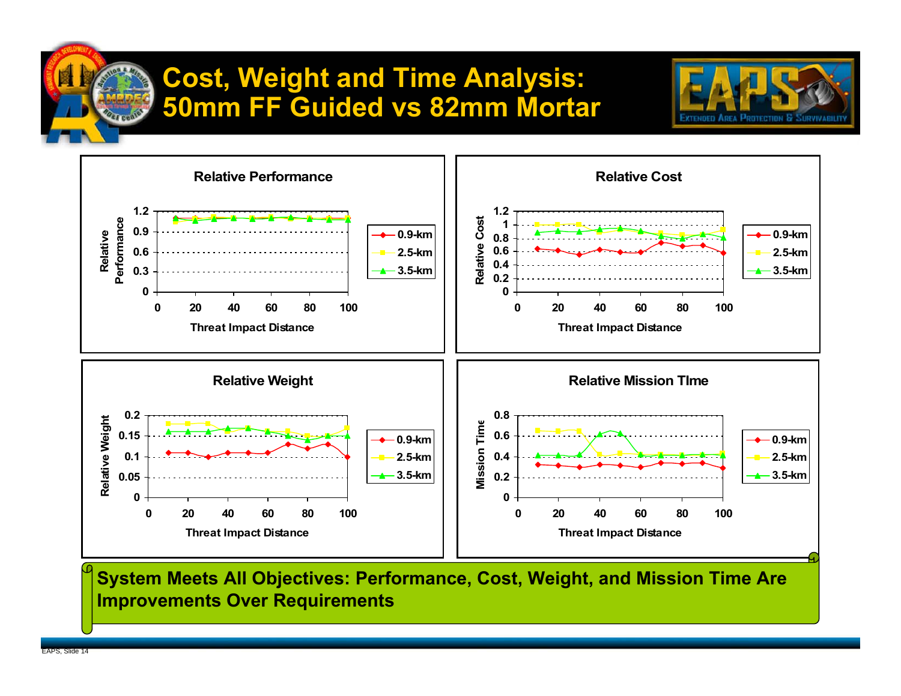# Cost, Weight and Time Analysis: 50mm FF Guided vs 82mm Mortar

**Relative Performance**

Relative Performance vs. Threat Impact Distance (0.9-km, 2.5-km, 3.5-km)

**Relative Cost**

Relative Cost vs. Threat Impact Distance (0.9-km, 2.5-km, 3.5-km)

**Relative Weight**

Relative Weight vs. Threat Impact Distance (0.9-km, 2.5-km, 3.5-km)

**Relative Mission TIme**

Mission Time vs. Threat Impact Distance (0.9-km, 2.5-km, 3.5-km)

**System Meets All Objectives: Performance, Cost, Weight, and Mission Time Are Improvements Over Requirements**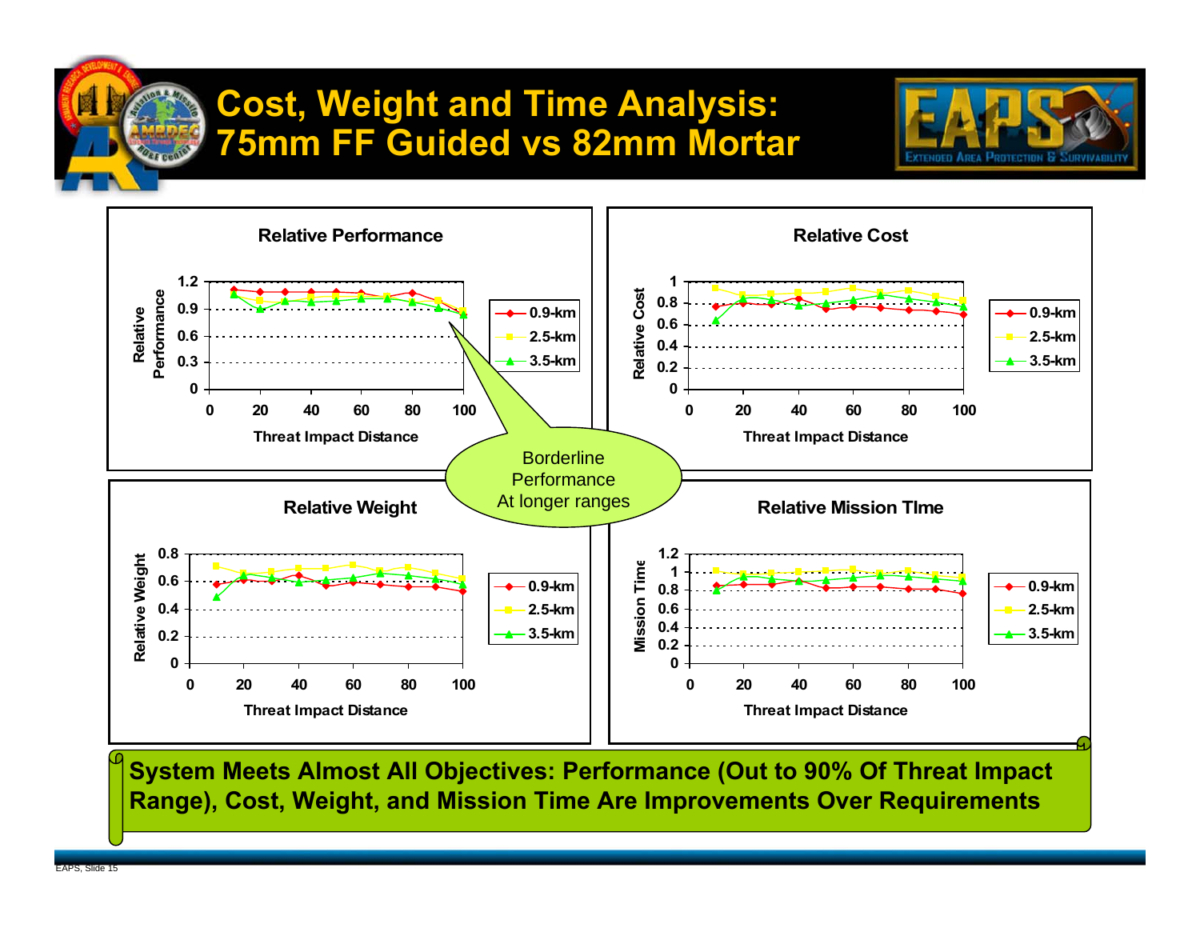# Cost, Weight and Time Analysis: 75mm FF Guided vs 82mm Mortar

EAPS – Extended Area Protection & Survivability

**Relative Performance**

Relative Performance vs Threat Impact Distance (0.9-km, 2.5-km, 3.5-km)

**Relative Cost**

Relative Cost vs Threat Impact Distance (0.9-km, 2.5-km, 3.5-km)

Borderline Performance At longer ranges

**Relative Weight**

Relative Weight vs Threat Impact Distance (0.9-km, 2.5-km, 3.5-km)

**Relative Mission TIme**

Mission Time vs Threat Impact Distance (0.9-km, 2.5-km, 3.5-km)

**System Meets Almost All Objectives: Performance (Out to 90% Of Threat Impact Range), Cost, Weight, and Mission Time Are Improvements Over Requirements**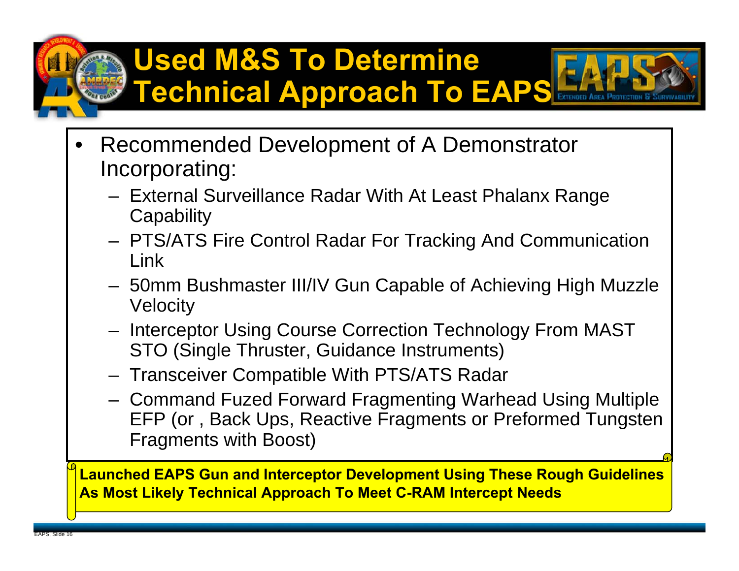# Used M&S To Determine Technical Approach To EAPS

- Recommended Development of A Demonstrator Incorporating:
  - External Surveillance Radar With At Least Phalanx Range Capability
  - PTS/ATS Fire Control Radar For Tracking And Communication Link
  - 50mm Bushmaster III/IV Gun Capable of Achieving High Muzzle Velocity
  - Interceptor Using Course Correction Technology From MAST STO (Single Thruster, Guidance Instruments)
  - Transceiver Compatible With PTS/ATS Radar
  - Command Fuzed Forward Fragmenting Warhead Using Multiple EFP (or , Back Ups, Reactive Fragments or Preformed Tungsten Fragments with Boost)

**Launched EAPS Gun and Interceptor Development Using These Rough Guidelines As Most Likely Technical Approach To Meet C-RAM Intercept Needs**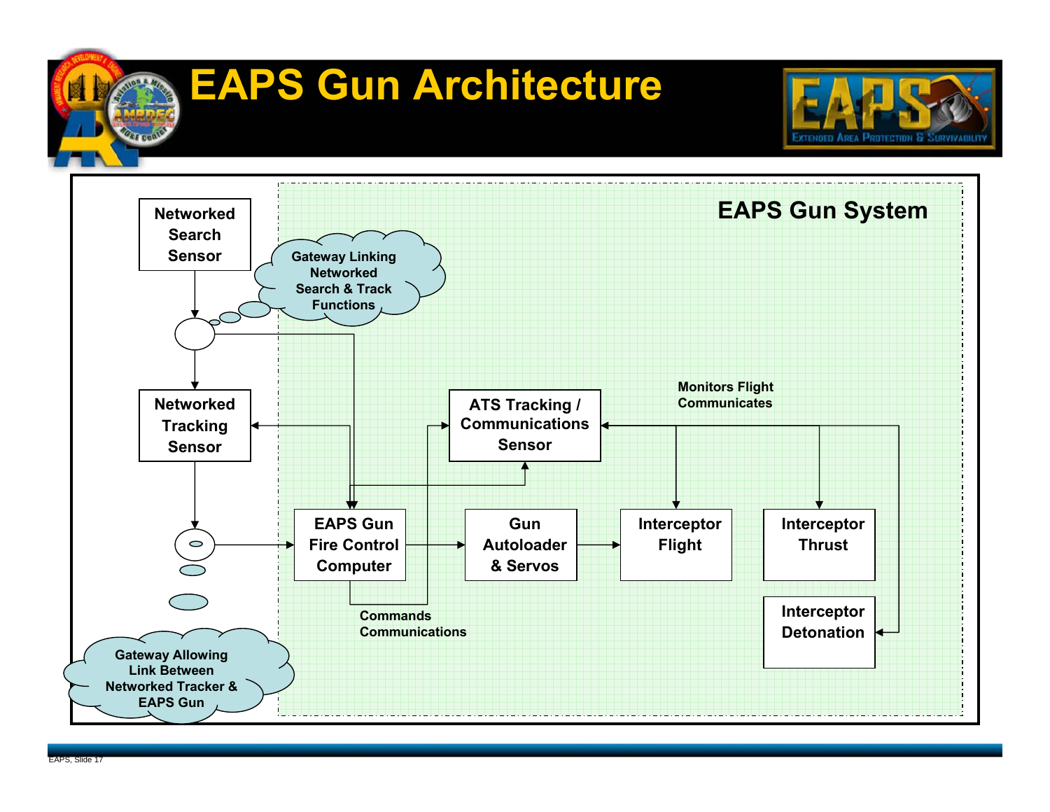# EAPS Gun Architecture

EAPS Gun System

Networked Search Sensor

Gateway Linking Networked Search & Track Functions

Networked Tracking Sensor

ATS Tracking / Communications Sensor

Monitors Flight Communicates

EAPS Gun Fire Control Computer

Gun Autoloader & Servos

Interceptor Flight

Interceptor Thrust

Interceptor Detonation

Commands Communications

Gateway Allowing Link Between Networked Tracker & EAPS Gun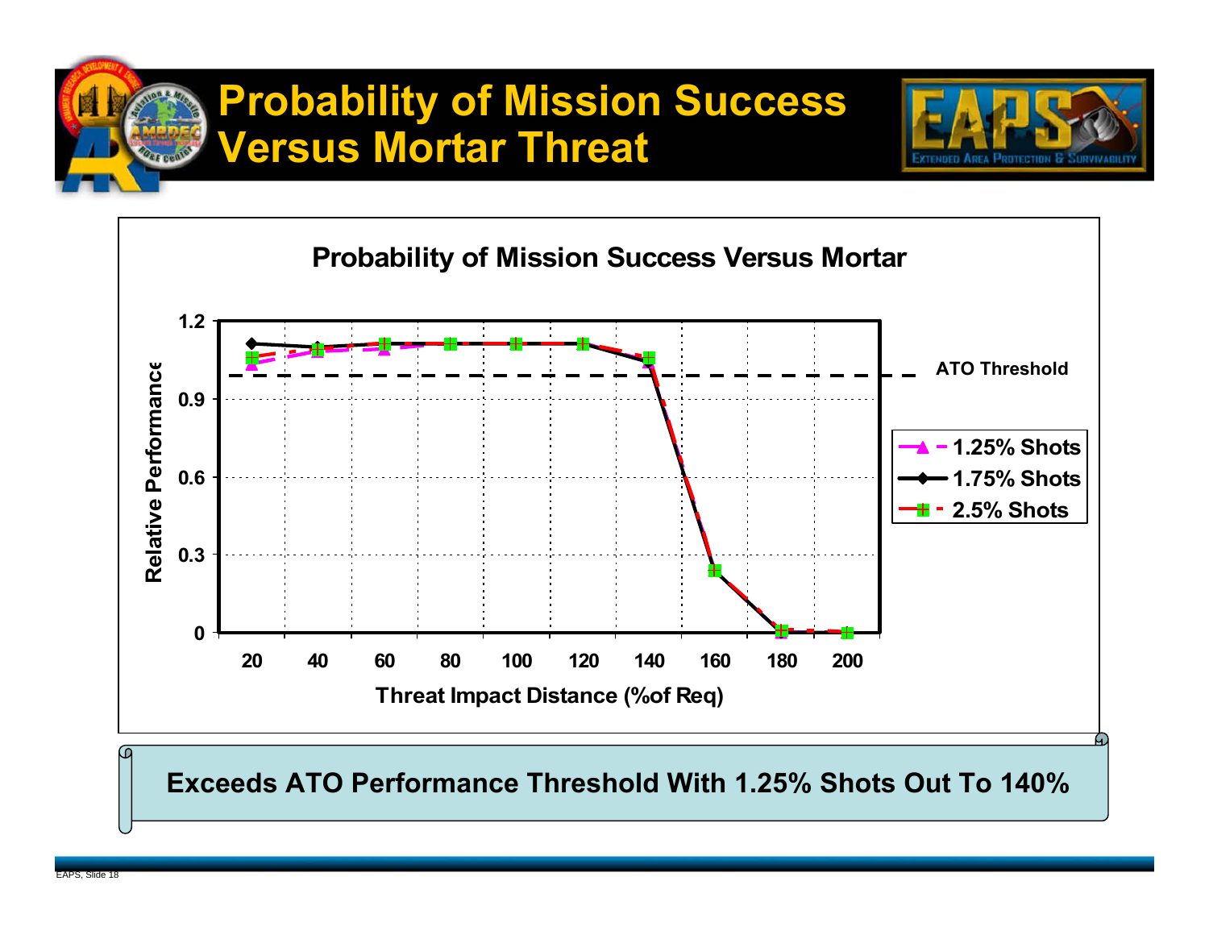# Probability of Mission Success Versus Mortar Threat

**Probability of Mission Success Versus Mortar**

Relative Performance (y-axis: 0, 0.3, 0.6, 0.9, 1.2)

Threat Impact Distance (%of Req) (x-axis: 20, 40, 60, 80, 100, 120, 140, 160, 180, 200)

ATO Threshold

- 1.25% Shots
- 1.75% Shots
- 2.5% Shots

**Exceeds ATO Performance Threshold With 1.25% Shots Out To 140%**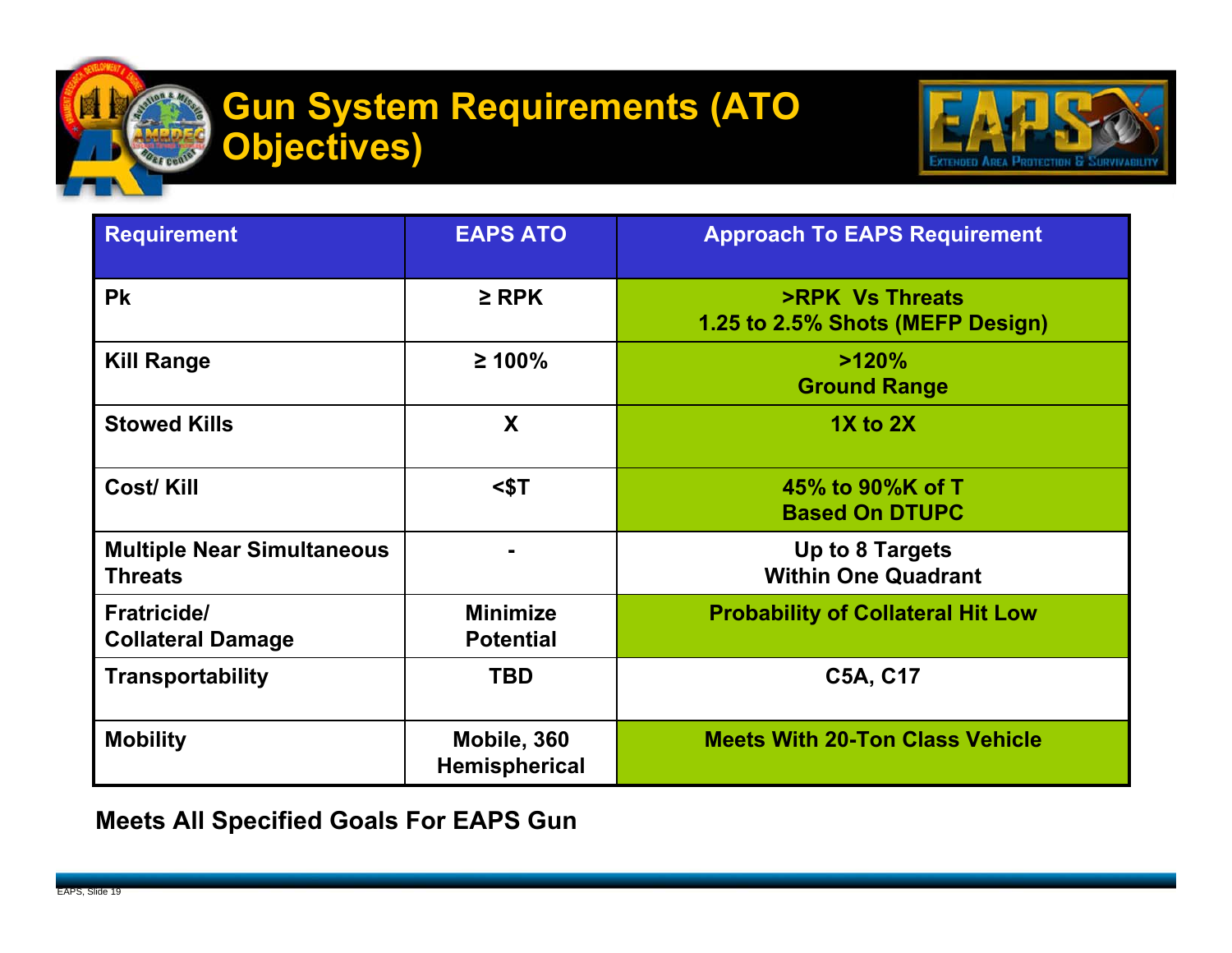# Gun System Requirements (ATO Objectives)

| Requirement | EAPS ATO | Approach To EAPS Requirement |
|---|---|---|
| Pk | ≥ RPK | >RPK Vs Threats<br>1.25 to 2.5% Shots (MEFP Design) |
| Kill Range | ≥ 100% | >120%<br>Ground Range |
| Stowed Kills | X | 1X to 2X |
| Cost/ Kill | <$T | 45% to 90%K of T<br>Based On DTUPC |
| Multiple Near Simultaneous Threats | - | Up to 8 Targets<br>Within One Quadrant |
| Fratricide/ Collateral Damage | Minimize Potential | Probability of Collateral Hit Low |
| Transportability | TBD | C5A, C17 |
| Mobility | Mobile, 360 Hemispherical | Meets With 20-Ton Class Vehicle |

**Meets All Specified Goals For EAPS Gun**